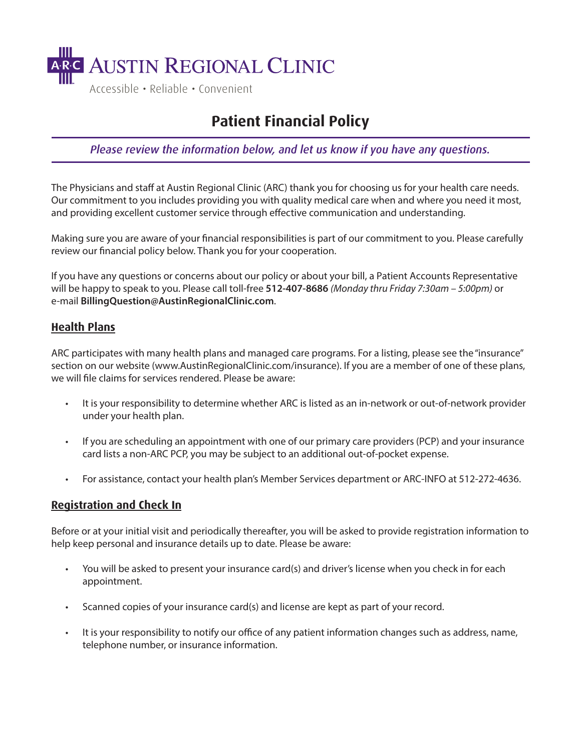AUSTIN REGIONAL CLINIC

Accessible • Reliable • Convenient

# Patient Financial Policy

*Please review the information below, and let us know if you have any questions.*

The Physicians and staff at Austin Regional Clinic (ARC) thank you for choosing us for your health care needs. Our commitment to you includes providing you with quality medical care when and where you need it most, and providing excellent customer service through effective communication and understanding.

Making sure you are aware of your financial responsibilities is part of our commitment to you. Please carefully review our financial policy below. Thank you for your cooperation.

If you have any questions or concerns about our policy or about your bill, a Patient Accounts Representative will be happy to speak to you. Please call toll-free **512-407-8686** *(Monday thru Friday 7:30am – 5:00pm)* or e-mail **BillingQuestion@AustinRegionalClinic.com**.

## Health Plans

ARC participates with many health plans and managed care programs. For a listing, please see the "insurance" section on our website (www.AustinRegionalClinic.com/insurance). If you are a member of one of these plans, we will file claims for services rendered. Please be aware:

- It is your responsibility to determine whether ARC is listed as an in-network or out-of-network provider under your health plan.
- If you are scheduling an appointment with one of our primary care providers (PCP) and your insurance card lists a non-ARC PCP, you may be subject to an additional out-of-pocket expense.
- For assistance, contact your health plan's Member Services department or ARC-INFO at 512-272-4636.

## Registration and Check In

Before or at your initial visit and periodically thereafter, you will be asked to provide registration information to help keep personal and insurance details up to date. Please be aware:

- You will be asked to present your insurance card(s) and driver's license when you check in for each appointment.
- Scanned copies of your insurance card(s) and license are kept as part of your record.
- It is your responsibility to notify our office of any patient information changes such as address, name, telephone number, or insurance information.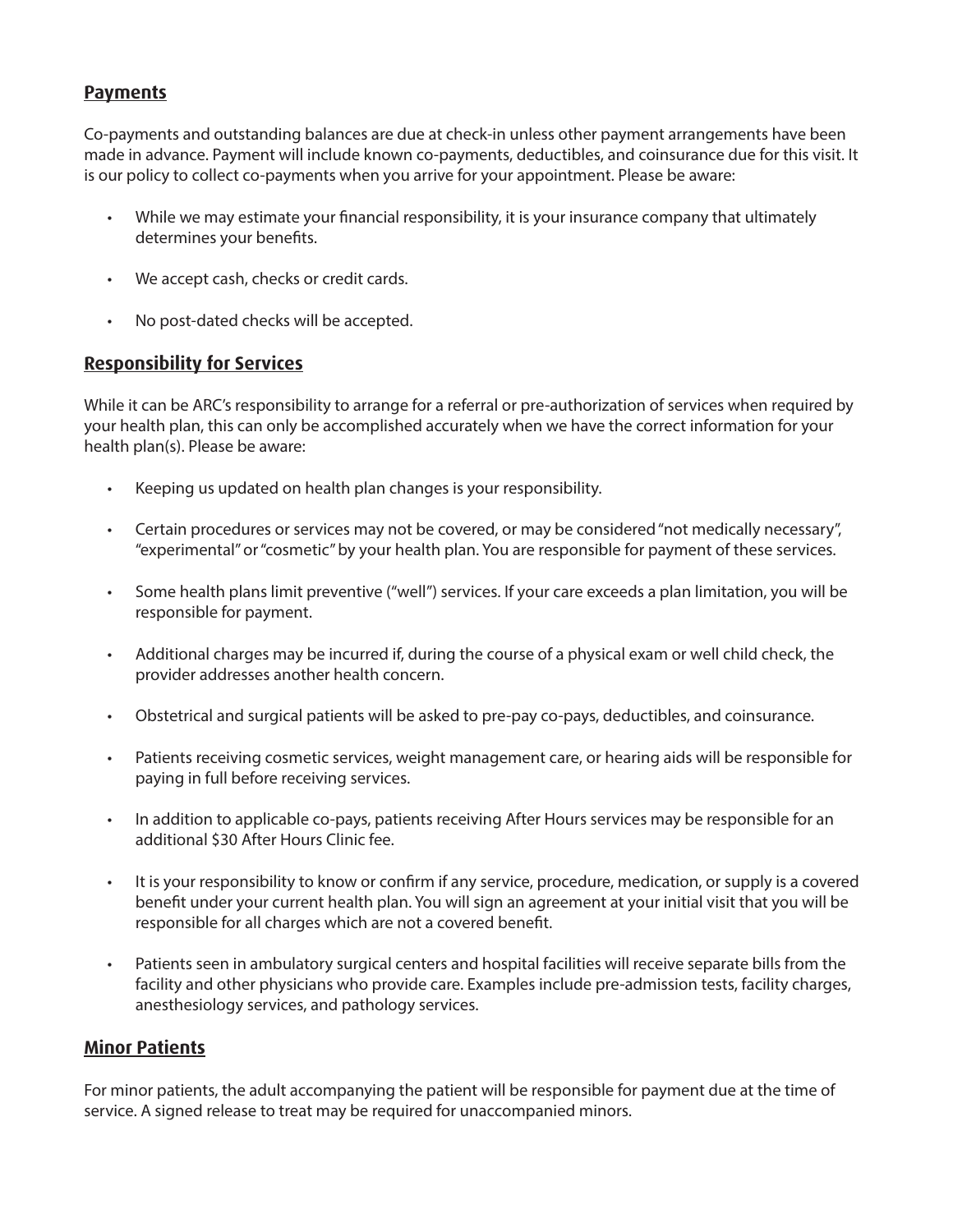## Payments

Co-payments and outstanding balances are due at check-in unless other payment arrangements have been made in advance. Payment will include known co-payments, deductibles, and coinsurance due for this visit. It is our policy to collect co-payments when you arrive for your appointment. Please be aware:

- While we may estimate your financial responsibility, it is your insurance company that ultimately determines your benefits.
- We accept cash, checks or credit cards.
- No post-dated checks will be accepted.

## Responsibility for Services

While it can be ARC's responsibility to arrange for a referral or pre-authorization of services when required by your health plan, this can only be accomplished accurately when we have the correct information for your health plan(s). Please be aware:

- Keeping us updated on health plan changes is your responsibility.
- Certain procedures or services may not be covered, or may be considered "not medically necessary", "experimental" or "cosmetic" by your health plan. You are responsible for payment of these services.
- Some health plans limit preventive ("well") services. If your care exceeds a plan limitation, you will be responsible for payment.
- Additional charges may be incurred if, during the course of a physical exam or well child check, the provider addresses another health concern.
- Obstetrical and surgical patients will be asked to pre-pay co-pays, deductibles, and coinsurance.
- Patients receiving cosmetic services, weight management care, or hearing aids will be responsible for paying in full before receiving services.
- In addition to applicable co-pays, patients receiving After Hours services may be responsible for an additional $30 After Hours Clinic fee.
- It is your responsibility to know or confirm if any service, procedure, medication, or supply is a covered benefit under your current health plan. You will sign an agreement at your initial visit that you will be responsible for all charges which are not a covered benefit.
- Patients seen in ambulatory surgical centers and hospital facilities will receive separate bills from the facility and other physicians who provide care. Examples include pre-admission tests, facility charges, anesthesiology services, and pathology services.

## Minor Patients

For minor patients, the adult accompanying the patient will be responsible for payment due at the time of service. A signed release to treat may be required for unaccompanied minors.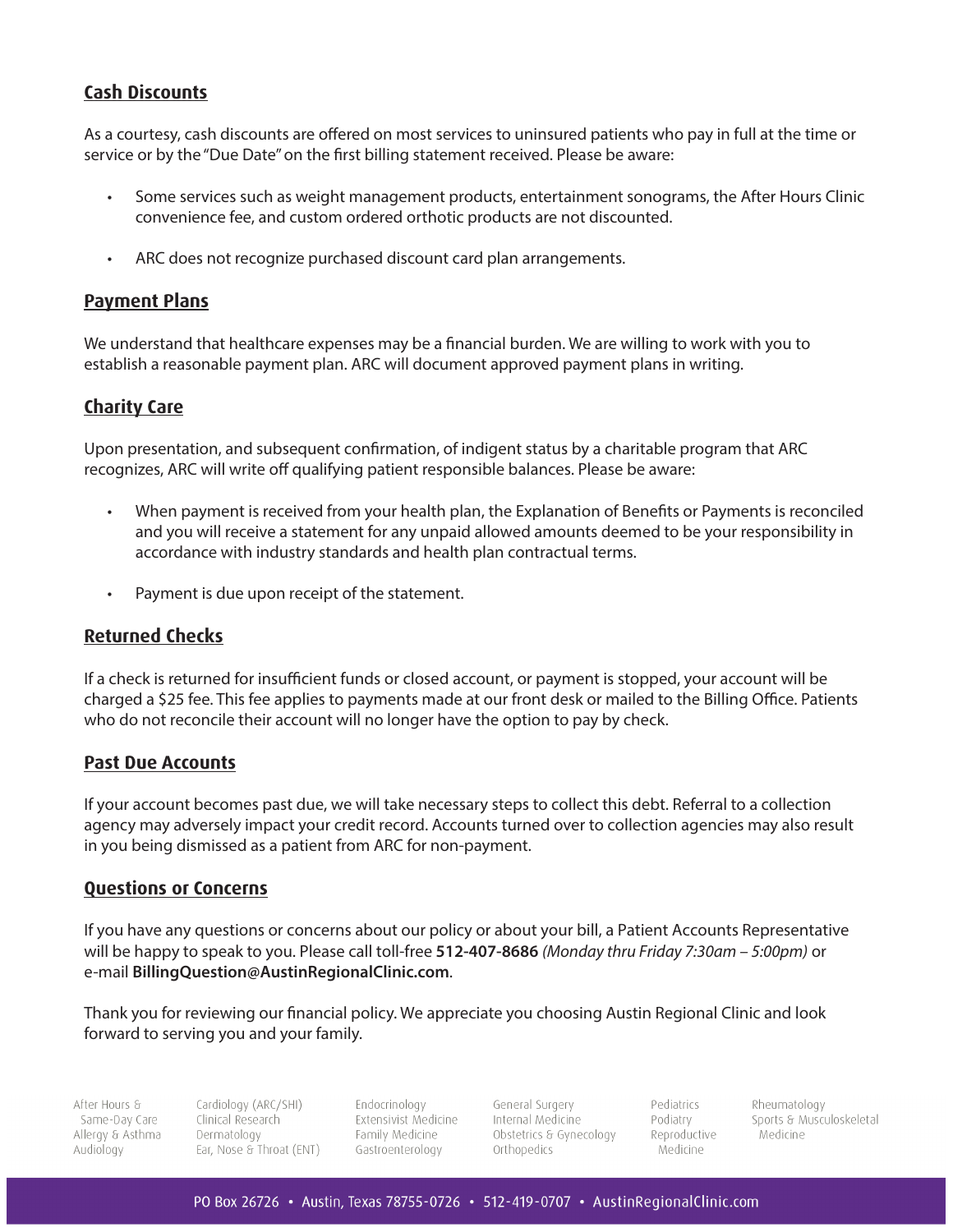## Cash Discounts

As a courtesy, cash discounts are offered on most services to uninsured patients who pay in full at the time or service or by the "Due Date" on the first billing statement received. Please be aware:

- Some services such as weight management products, entertainment sonograms, the After Hours Clinic convenience fee, and custom ordered orthotic products are not discounted.
- ARC does not recognize purchased discount card plan arrangements.

## Payment Plans

We understand that healthcare expenses may be a financial burden. We are willing to work with you to establish a reasonable payment plan. ARC will document approved payment plans in writing.

## Charity Care

Upon presentation, and subsequent confirmation, of indigent status by a charitable program that ARC recognizes, ARC will write off qualifying patient responsible balances. Please be aware:

- When payment is received from your health plan, the Explanation of Benefits or Payments is reconciled and you will receive a statement for any unpaid allowed amounts deemed to be your responsibility in accordance with industry standards and health plan contractual terms.
- Payment is due upon receipt of the statement.

## Returned Checks

If a check is returned for insufficient funds or closed account, or payment is stopped, your account will be charged a $25 fee. This fee applies to payments made at our front desk or mailed to the Billing Office. Patients who do not reconcile their account will no longer have the option to pay by check.

## Past Due Accounts

If your account becomes past due, we will take necessary steps to collect this debt. Referral to a collection agency may adversely impact your credit record. Accounts turned over to collection agencies may also result in you being dismissed as a patient from ARC for non-payment.

## Questions or Concerns

If you have any questions or concerns about our policy or about your bill, a Patient Accounts Representative will be happy to speak to you. Please call toll-free **512-407-8686** *(Monday thru Friday 7:30am – 5:00pm)* or e-mail **BillingQuestion@AustinRegionalClinic.com**.

Thank you for reviewing our financial policy. We appreciate you choosing Austin Regional Clinic and look forward to serving you and your family.